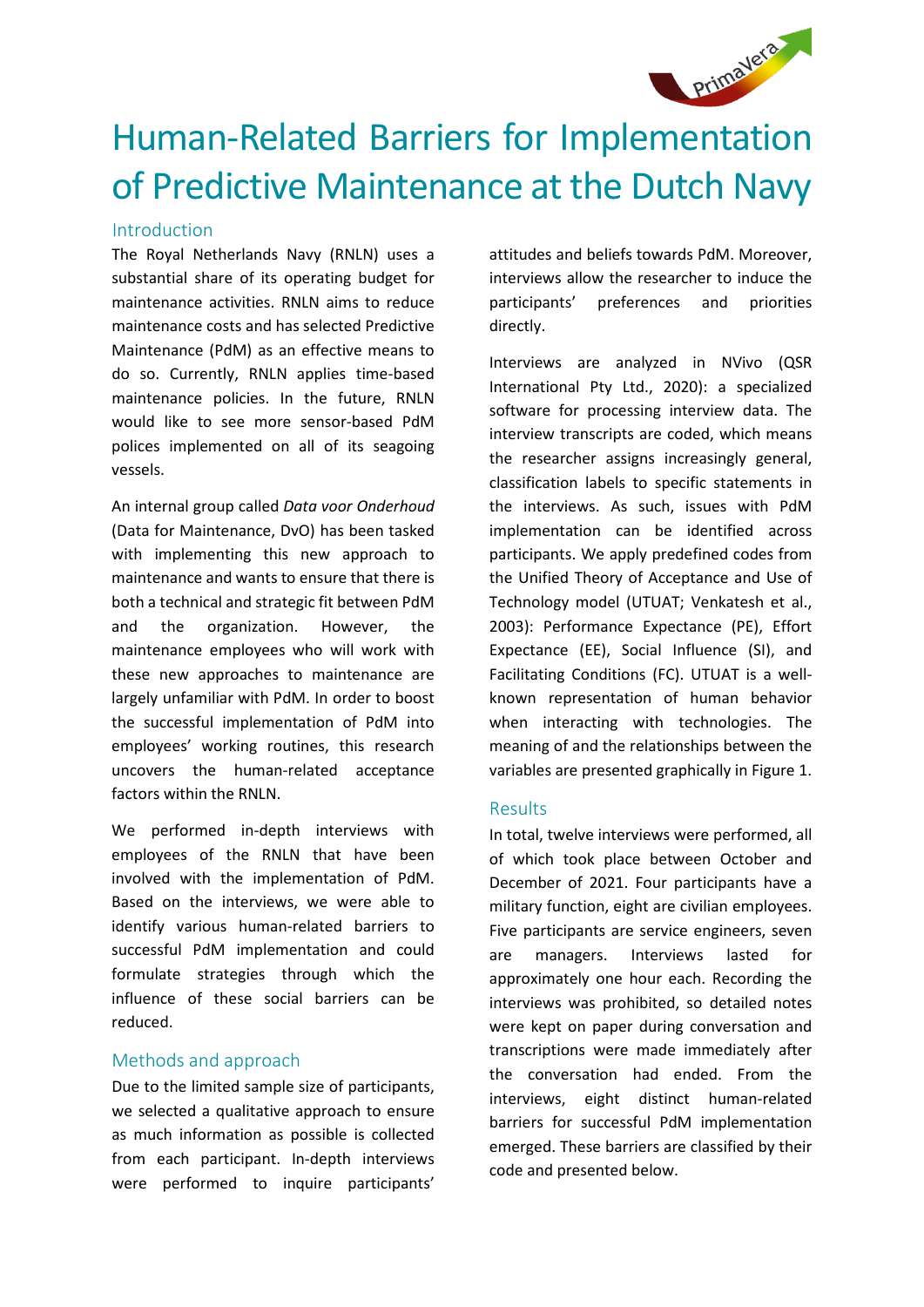# Human-Related Barriers for Implementation of Predictive Maintenance at the Dutch Navy

## Introduction

The Royal Netherlands Navy (RNLN) uses a substantial share of its operating budget for maintenance activities. RNLN aims to reduce maintenance costs and has selected Predictive Maintenance (PdM) as an effective means to do so. Currently, RNLN applies time-based maintenance policies. In the future, RNLN would like to see more sensor-based PdM polices implemented on all of its seagoing vessels.

An internal group called *Data voor Onderhoud* (Data for Maintenance, DvO) has been tasked with implementing this new approach to maintenance and wants to ensure that there is both a technical and strategic fit between PdM and the organization. However, the maintenance employees who will work with these new approaches to maintenance are largely unfamiliar with PdM. In order to boost the successful implementation of PdM into employees' working routines, this research uncovers the human-related acceptance factors within the RNLN.

We performed in-depth interviews with employees of the RNLN that have been involved with the implementation of PdM. Based on the interviews, we were able to identify various human-related barriers to successful PdM implementation and could formulate strategies through which the influence of these social barriers can be reduced.

## Methods and approach

Due to the limited sample size of participants, we selected a qualitative approach to ensure as much information as possible is collected from each participant. In-depth interviews were performed to inquire participants' attitudes and beliefs towards PdM. Moreover, interviews allow the researcher to induce the participants' preferences and priorities directly.

Interviews are analyzed in NVivo (QSR International Pty Ltd., 2020): a specialized software for processing interview data. The interview transcripts are coded, which means the researcher assigns increasingly general, classification labels to specific statements in the interviews. As such, issues with PdM implementation can be identified across participants. We apply predefined codes from the Unified Theory of Acceptance and Use of Technology model (UTUAT; Venkatesh et al., 2003): Performance Expectance (PE), Effort Expectance (EE), Social Influence (SI), and Facilitating Conditions (FC). UTUAT is a well-known representation of human behavior when interacting with technologies. The meaning of and the relationships between the variables are presented graphically in Figure 1.

## Results

In total, twelve interviews were performed, all of which took place between October and December of 2021. Four participants have a military function, eight are civilian employees. Five participants are service engineers, seven are managers. Interviews lasted for approximately one hour each. Recording the interviews was prohibited, so detailed notes were kept on paper during conversation and transcriptions were made immediately after the conversation had ended. From the interviews, eight distinct human-related barriers for successful PdM implementation emerged. These barriers are classified by their code and presented below.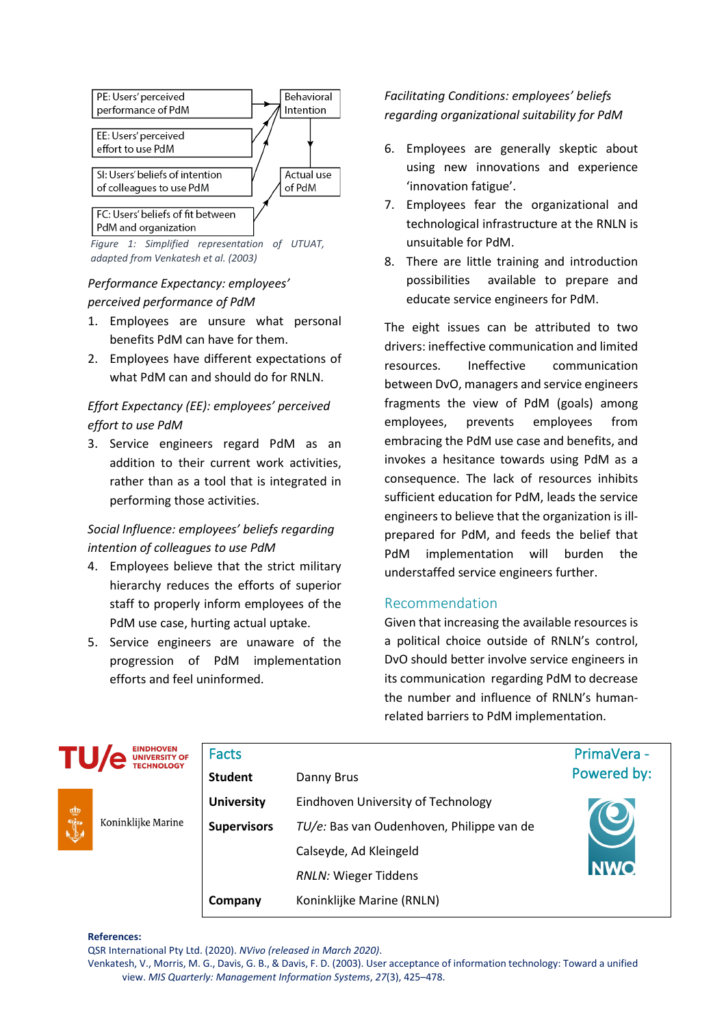PE: Users' perceived performance of PdM

EE: Users' perceived effort to use PdM

SI: Users' beliefs of intention of colleagues to use PdM

FC: Users' beliefs of fit between PdM and organization

Behavioral Intention

Actual use of PdM

*Figure 1: Simplified representation of UTUAT, adapted from Venkatesh et al. (2003)*

*Performance Expectancy: employees' perceived performance of PdM*

1. Employees are unsure what personal benefits PdM can have for them.
2. Employees have different expectations of what PdM can and should do for RNLN.

*Effort Expectancy (EE): employees' perceived effort to use PdM*

3. Service engineers regard PdM as an addition to their current work activities, rather than as a tool that is integrated in performing those activities.

*Social Influence: employees' beliefs regarding intention of colleagues to use PdM*

4. Employees believe that the strict military hierarchy reduces the efforts of superior staff to properly inform employees of the PdM use case, hurting actual uptake.
5. Service engineers are unaware of the progression of PdM implementation efforts and feel uninformed.

*Facilitating Conditions: employees' beliefs regarding organizational suitability for PdM*

6. Employees are generally skeptic about using new innovations and experience 'innovation fatigue'.
7. Employees fear the organizational and technological infrastructure at the RNLN is unsuitable for PdM.
8. There are little training and introduction possibilities available to prepare and educate service engineers for PdM.

The eight issues can be attributed to two drivers: ineffective communication and limited resources. Ineffective communication between DvO, managers and service engineers fragments the view of PdM (goals) among employees, prevents employees from embracing the PdM use case and benefits, and invokes a hesitance towards using PdM as a consequence. The lack of resources inhibits sufficient education for PdM, leads the service engineers to believe that the organization is ill-prepared for PdM, and feeds the belief that PdM implementation will burden the understaffed service engineers further.

## Recommendation

Given that increasing the available resources is a political choice outside of RNLN's control, DvO should better involve service engineers in its communication regarding PdM to decrease the number and influence of RNLN's human-related barriers to PdM implementation.

TU/e EINDHOVEN UNIVERSITY OF TECHNOLOGY

Koninklijke Marine

## Facts

| | |
|---|---|
| **Student** | Danny Brus |
| **University** | Eindhoven University of Technology |
| **Supervisors** | *TU/e:* Bas van Oudenhoven, Philippe van de Calseyde, Ad Kleingeld |
| | *RNLN:* Wieger Tiddens |
| **Company** | Koninklijke Marine (RNLN) |

PrimaVera - Powered by: NWO

**References:**

QSR International Pty Ltd. (2020). *NVivo (released in March 2020)*.

Venkatesh, V., Morris, M. G., Davis, G. B., & Davis, F. D. (2003). User acceptance of information technology: Toward a unified view. *MIS Quarterly: Management Information Systems*, *27*(3), 425–478.